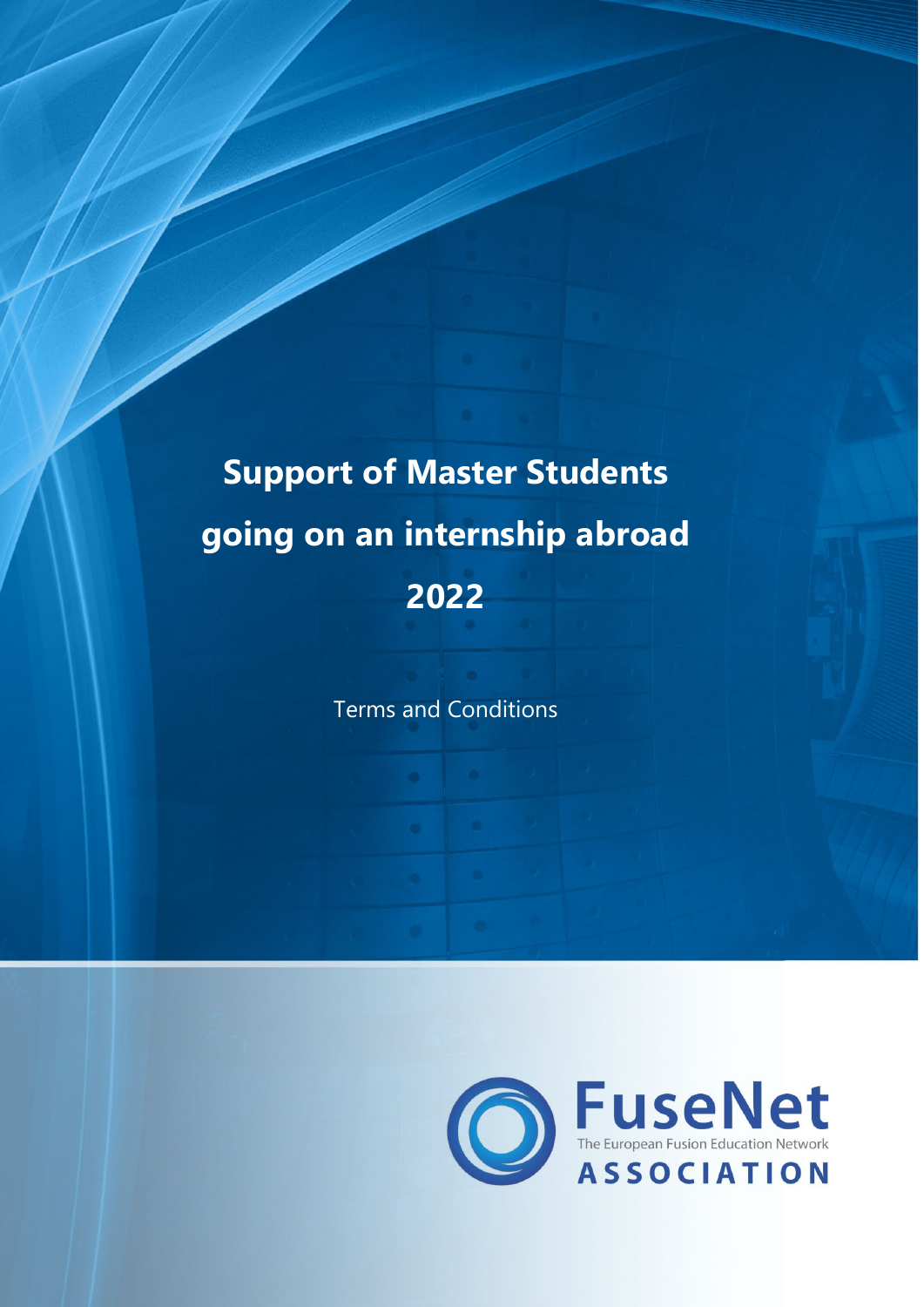# Support of Master Students going on an internship abroad 2022

Terms and Conditions

FuseNet
The European Fusion Education Network
ASSOCIATION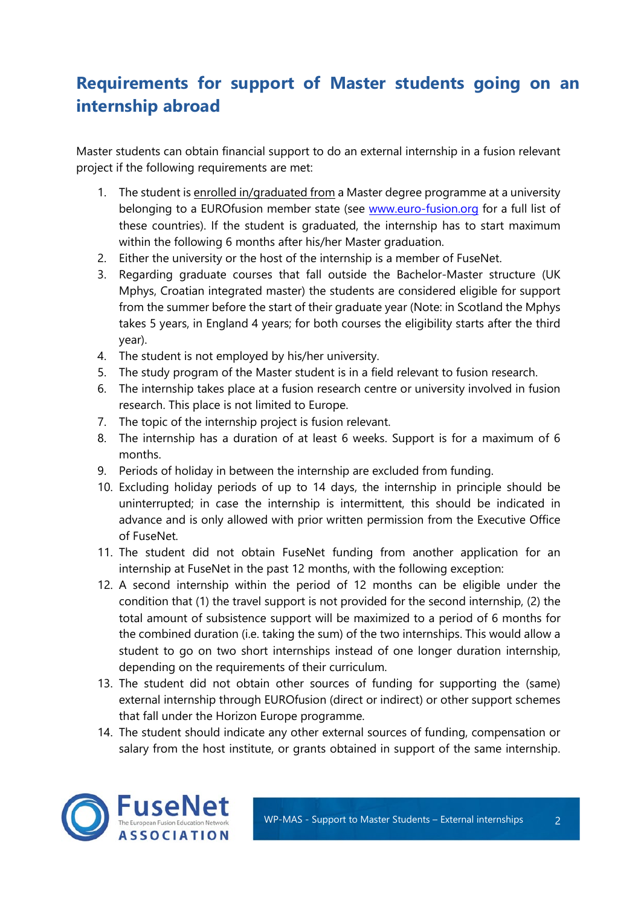## Requirements for support of Master students going on an internship abroad

Master students can obtain financial support to do an external internship in a fusion relevant project if the following requirements are met:

1. The student is enrolled in/graduated from a Master degree programme at a university belonging to a EUROfusion member state (see [www.euro-fusion.org](www.euro-fusion.org) for a full list of these countries). If the student is graduated, the internship has to start maximum within the following 6 months after his/her Master graduation.
2. Either the university or the host of the internship is a member of FuseNet.
3. Regarding graduate courses that fall outside the Bachelor-Master structure (UK Mphys, Croatian integrated master) the students are considered eligible for support from the summer before the start of their graduate year (Note: in Scotland the Mphys takes 5 years, in England 4 years; for both courses the eligibility starts after the third year).
4. The student is not employed by his/her university.
5. The study program of the Master student is in a field relevant to fusion research.
6. The internship takes place at a fusion research centre or university involved in fusion research. This place is not limited to Europe.
7. The topic of the internship project is fusion relevant.
8. The internship has a duration of at least 6 weeks. Support is for a maximum of 6 months.
9. Periods of holiday in between the internship are excluded from funding.
10. Excluding holiday periods of up to 14 days, the internship in principle should be uninterrupted; in case the internship is intermittent, this should be indicated in advance and is only allowed with prior written permission from the Executive Office of FuseNet.
11. The student did not obtain FuseNet funding from another application for an internship at FuseNet in the past 12 months, with the following exception:
12. A second internship within the period of 12 months can be eligible under the condition that (1) the travel support is not provided for the second internship, (2) the total amount of subsistence support will be maximized to a period of 6 months for the combined duration (i.e. taking the sum) of the two internships. This would allow a student to go on two short internships instead of one longer duration internship, depending on the requirements of their curriculum.
13. The student did not obtain other sources of funding for supporting the (same) external internship through EUROfusion (direct or indirect) or other support schemes that fall under the Horizon Europe programme.
14. The student should indicate any other external sources of funding, compensation or salary from the host institute, or grants obtained in support of the same internship.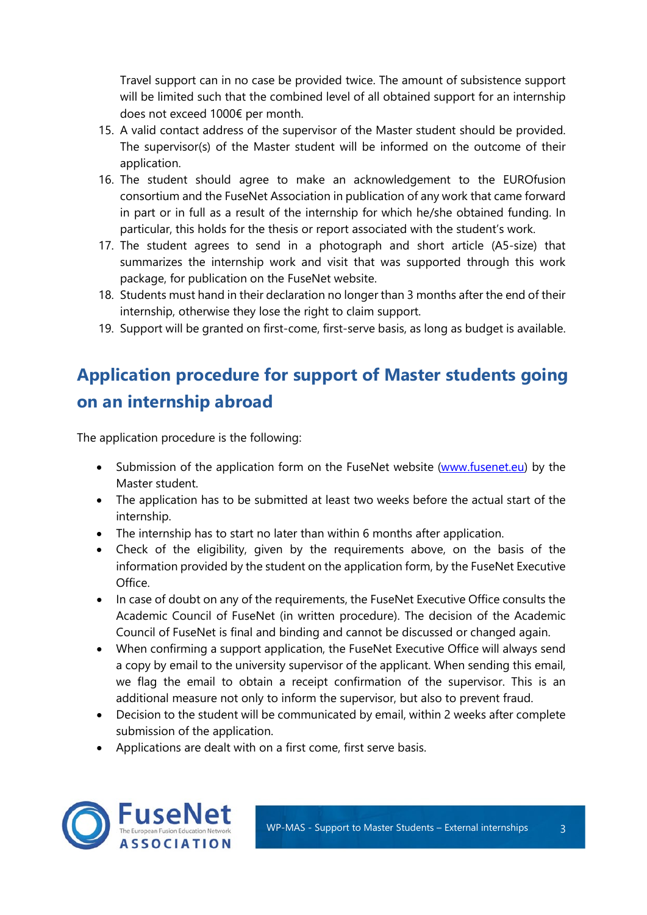Travel support can in no case be provided twice. The amount of subsistence support will be limited such that the combined level of all obtained support for an internship does not exceed 1000€ per month.

15. A valid contact address of the supervisor of the Master student should be provided. The supervisor(s) of the Master student will be informed on the outcome of their application.
16. The student should agree to make an acknowledgement to the EUROfusion consortium and the FuseNet Association in publication of any work that came forward in part or in full as a result of the internship for which he/she obtained funding. In particular, this holds for the thesis or report associated with the student's work.
17. The student agrees to send in a photograph and short article (A5-size) that summarizes the internship work and visit that was supported through this work package, for publication on the FuseNet website.
18. Students must hand in their declaration no longer than 3 months after the end of their internship, otherwise they lose the right to claim support.
19. Support will be granted on first-come, first-serve basis, as long as budget is available.

## Application procedure for support of Master students going on an internship abroad

The application procedure is the following:

- Submission of the application form on the FuseNet website (www.fusenet.eu) by the Master student.
- The application has to be submitted at least two weeks before the actual start of the internship.
- The internship has to start no later than within 6 months after application.
- Check of the eligibility, given by the requirements above, on the basis of the information provided by the student on the application form, by the FuseNet Executive Office.
- In case of doubt on any of the requirements, the FuseNet Executive Office consults the Academic Council of FuseNet (in written procedure). The decision of the Academic Council of FuseNet is final and binding and cannot be discussed or changed again.
- When confirming a support application, the FuseNet Executive Office will always send a copy by email to the university supervisor of the applicant. When sending this email, we flag the email to obtain a receipt confirmation of the supervisor. This is an additional measure not only to inform the supervisor, but also to prevent fraud.
- Decision to the student will be communicated by email, within 2 weeks after complete submission of the application.
- Applications are dealt with on a first come, first serve basis.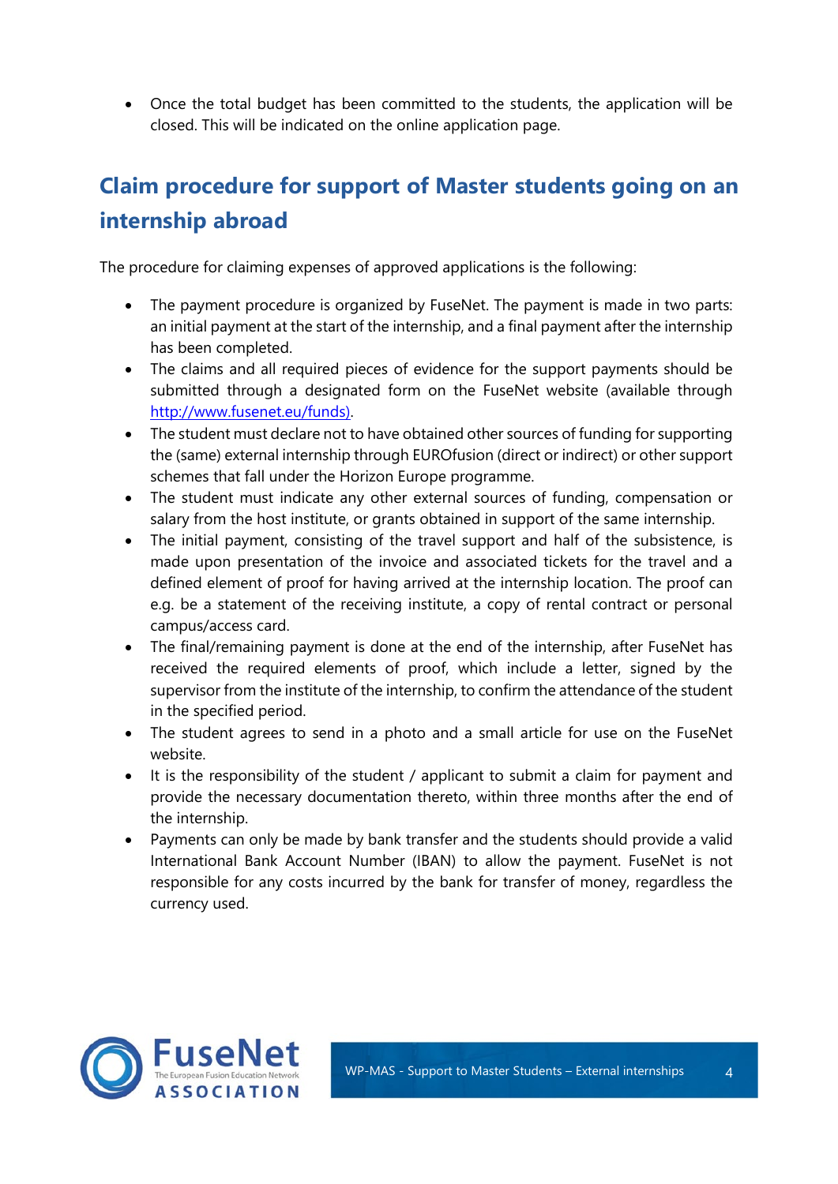- Once the total budget has been committed to the students, the application will be closed. This will be indicated on the online application page.

## Claim procedure for support of Master students going on an internship abroad

The procedure for claiming expenses of approved applications is the following:

- The payment procedure is organized by FuseNet. The payment is made in two parts: an initial payment at the start of the internship, and a final payment after the internship has been completed.
- The claims and all required pieces of evidence for the support payments should be submitted through a designated form on the FuseNet website (available through http://www.fusenet.eu/funds).
- The student must declare not to have obtained other sources of funding for supporting the (same) external internship through EUROfusion (direct or indirect) or other support schemes that fall under the Horizon Europe programme.
- The student must indicate any other external sources of funding, compensation or salary from the host institute, or grants obtained in support of the same internship.
- The initial payment, consisting of the travel support and half of the subsistence, is made upon presentation of the invoice and associated tickets for the travel and a defined element of proof for having arrived at the internship location. The proof can e.g. be a statement of the receiving institute, a copy of rental contract or personal campus/access card.
- The final/remaining payment is done at the end of the internship, after FuseNet has received the required elements of proof, which include a letter, signed by the supervisor from the institute of the internship, to confirm the attendance of the student in the specified period.
- The student agrees to send in a photo and a small article for use on the FuseNet website.
- It is the responsibility of the student / applicant to submit a claim for payment and provide the necessary documentation thereto, within three months after the end of the internship.
- Payments can only be made by bank transfer and the students should provide a valid International Bank Account Number (IBAN) to allow the payment. FuseNet is not responsible for any costs incurred by the bank for transfer of money, regardless the currency used.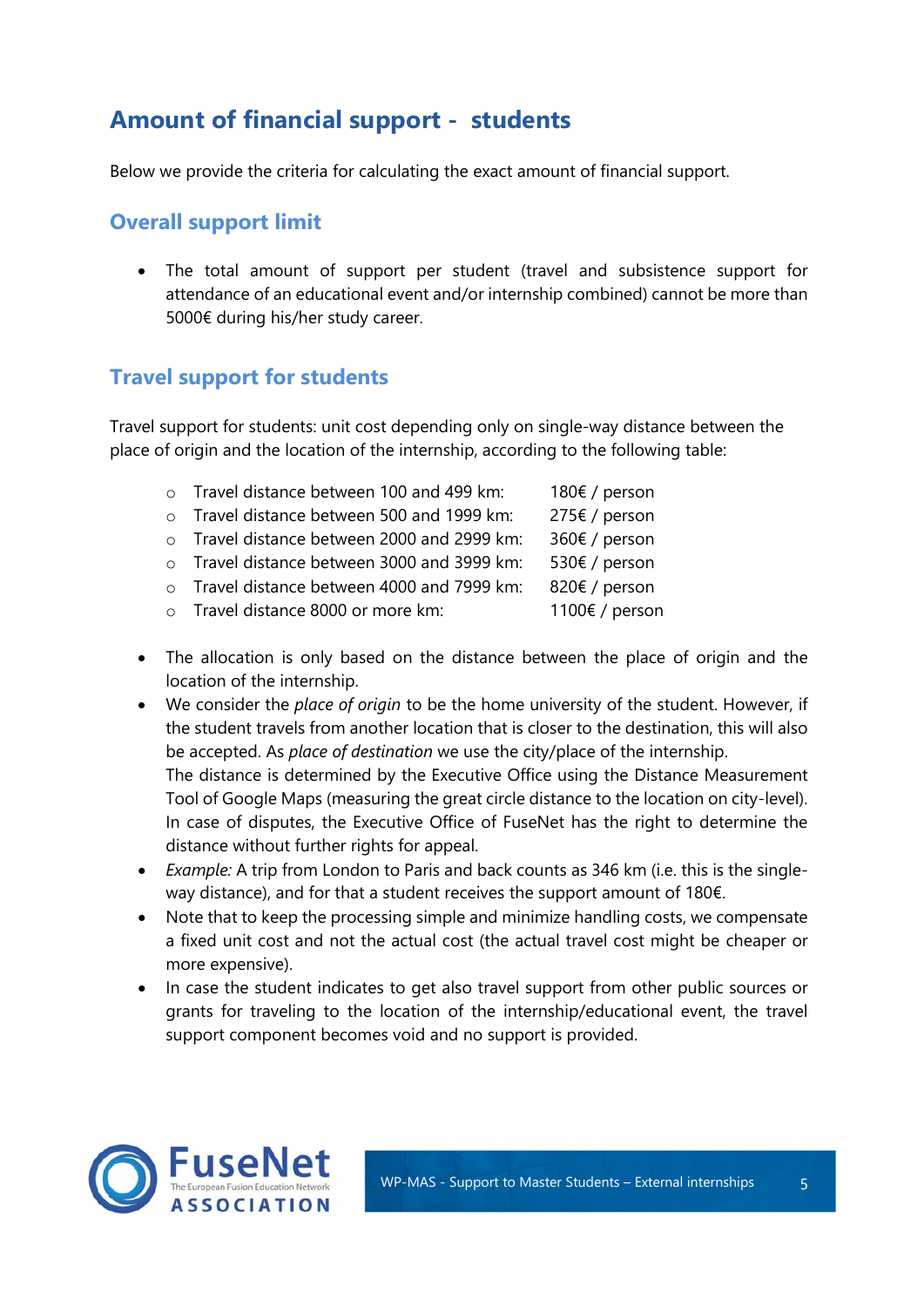## Amount of financial support - students

Below we provide the criteria for calculating the exact amount of financial support.

### Overall support limit

- The total amount of support per student (travel and subsistence support for attendance of an educational event and/or internship combined) cannot be more than 5000€ during his/her study career.

### Travel support for students

Travel support for students: unit cost depending only on single-way distance between the place of origin and the location of the internship, according to the following table:

- Travel distance between 100 and 499 km: 180€ / person
- Travel distance between 500 and 1999 km: 275€ / person
- Travel distance between 2000 and 2999 km: 360€ / person
- Travel distance between 3000 and 3999 km: 530€ / person
- Travel distance between 4000 and 7999 km: 820€ / person
- Travel distance 8000 or more km: 1100€ / person

- The allocation is only based on the distance between the place of origin and the location of the internship.
- We consider the *place of origin* to be the home university of the student. However, if the student travels from another location that is closer to the destination, this will also be accepted. As *place of destination* we use the city/place of the internship.
  The distance is determined by the Executive Office using the Distance Measurement Tool of Google Maps (measuring the great circle distance to the location on city-level). In case of disputes, the Executive Office of FuseNet has the right to determine the distance without further rights for appeal.
- *Example:* A trip from London to Paris and back counts as 346 km (i.e. this is the single-way distance), and for that a student receives the support amount of 180€.
- Note that to keep the processing simple and minimize handling costs, we compensate a fixed unit cost and not the actual cost (the actual travel cost might be cheaper or more expensive).
- In case the student indicates to get also travel support from other public sources or grants for traveling to the location of the internship/educational event, the travel support component becomes void and no support is provided.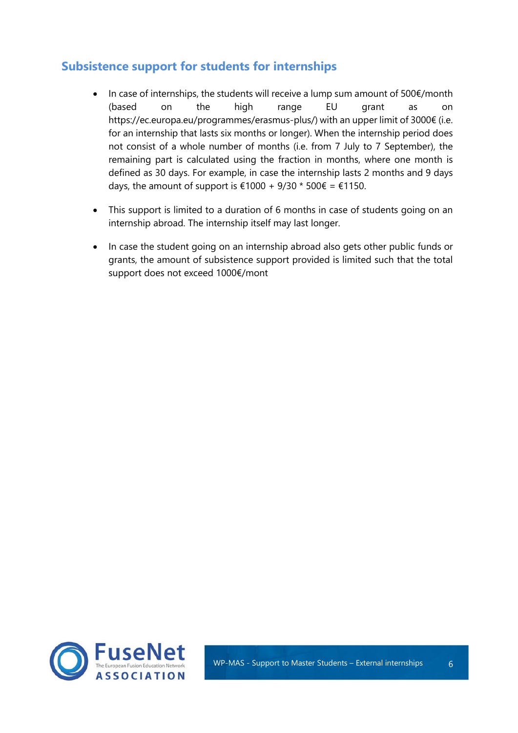## Subsistence support for students for internships

- In case of internships, the students will receive a lump sum amount of 500€/month (based on the high range EU grant as on https://ec.europa.eu/programmes/erasmus-plus/) with an upper limit of 3000€ (i.e. for an internship that lasts six months or longer). When the internship period does not consist of a whole number of months (i.e. from 7 July to 7 September), the remaining part is calculated using the fraction in months, where one month is defined as 30 days. For example, in case the internship lasts 2 months and 9 days days, the amount of support is €1000 + 9/30 * 500€ = €1150.

- This support is limited to a duration of 6 months in case of students going on an internship abroad. The internship itself may last longer.

- In case the student going on an internship abroad also gets other public funds or grants, the amount of subsistence support provided is limited such that the total support does not exceed 1000€/mont